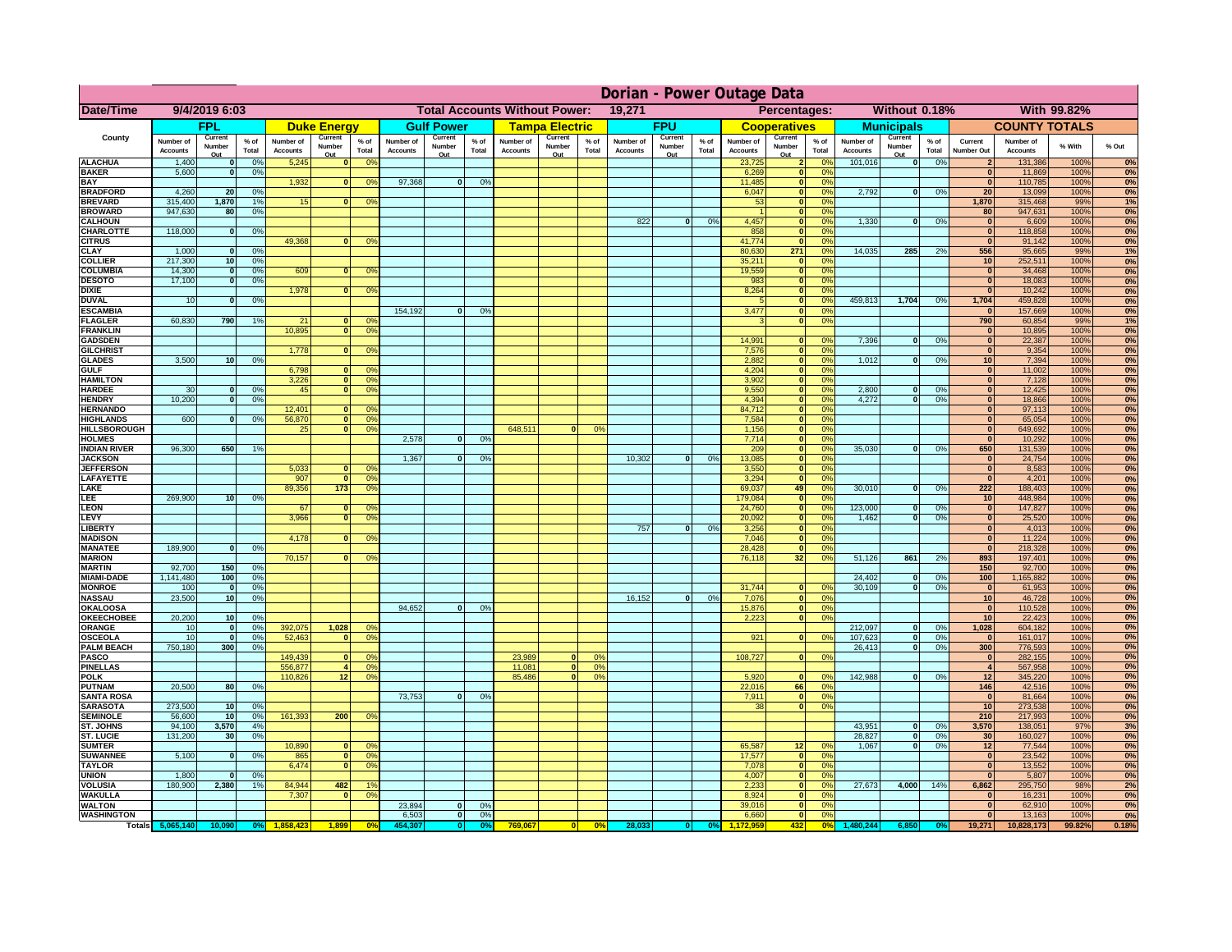# Dorian - Power Outage Data

| Date/Time | 9/4/2019 6:03 | | | | | | Total Accounts Without Power: | | | | 19,271 | | | | Percentages: | | | Without 0.18% | | | With 99.82% | | | |
|---|---|---|---|---|---|---|---|---|---|---|---|---|---|---|---|---|---|---|---|---|---|---|---|---|
| | FPL | | | Duke Energy | | | Gulf Power | | | Tampa Electric | | | FPU | | | Cooperatives | | | Municipals | | | COUNTY TOTALS | | | |
| County | Number of Accounts | Current Number Out | % of Total | Number of Accounts | Current Number Out | % of Total | Number of Accounts | Current Number Out | % of Total | Number of Accounts | Current Number Out | % of Total | Number of Accounts | Current Number Out | % of Total | Number of Accounts | Current Number Out | % of Total | Number of Accounts | Current Number Out | % of Total | Current Number Out | Number of Accounts | % With | % Out |
| ALACHUA | 1,400 | 0 | 0% | 5,245 | 0 | 0% | | | | | | | | | | 23,725 | 2 | 0% | 101,016 | 0 | 0% | 2 | 131,386 | 100% | 0% |
| BAKER | 5,600 | 0 | 0% | | | | | | | | | | | | | 6,269 | 0 | 0% | | | | 0 | 11,869 | 100% | 0% |
| BAY | | | | 1,932 | 0 | 0% | 97,368 | 0 | 0% | | | | | | | 11,485 | 0 | 0% | | | | 0 | 110,785 | 100% | 0% |
| BRADFORD | 4,260 | 20 | 0% | | | | | | | | | | | | | 6,047 | 0 | 0% | 2,792 | 0 | 0% | 20 | 13,099 | 100% | 0% |
| BREVARD | 315,400 | 1,870 | 1% | 15 | 0 | 0% | | | | | | | | | | 53 | 0 | 0% | | | | 1,870 | 315,468 | 99% | 1% |
| BROWARD | 947,630 | 80 | 0% | | | | | | | | | | | | | 1 | 0 | 0% | | | | 80 | 947,631 | 100% | 0% |
| CALHOUN | | | | | | | | | | | | | 822 | 0 | 0% | 4,457 | 0 | 0% | 1,330 | 0 | 0% | 0 | 6,609 | 100% | 0% |
| CHARLOTTE | 118,000 | 0 | 0% | | | | | | | | | | | | | 858 | 0 | 0% | | | | 0 | 118,858 | 100% | 0% |
| CITRUS | | | | 49,368 | 0 | 0% | | | | | | | | | | 41,774 | 0 | 0% | | | | 0 | 91,142 | 100% | 0% |
| CLAY | 1,000 | 0 | 0% | | | | | | | | | | | | | 80,630 | 271 | 0% | 14,035 | 285 | 2% | 556 | 95,665 | 99% | 1% |
| COLLIER | 217,300 | 10 | 0% | | | | | | | | | | | | | 35,211 | 0 | 0% | | | | 10 | 252,511 | 100% | 0% |
| COLUMBIA | 14,300 | 0 | 0% | 609 | 0 | 0% | | | | | | | | | | 19,559 | 0 | 0% | | | | 0 | 34,468 | 100% | 0% |
| DESOTO | 17,100 | 0 | 0% | | | | | | | | | | | | | 983 | 0 | 0% | | | | 0 | 18,083 | 100% | 0% |
| DIXIE | | | | 1,978 | 0 | 0% | | | | | | | | | | 8,264 | 0 | 0% | | | | 0 | 10,242 | 100% | 0% |
| DUVAL | 10 | 0 | 0% | | | | | | | | | | | | | 5 | 0 | 0% | 459,813 | 1,704 | 0% | 1,704 | 459,828 | 100% | 0% |
| ESCAMBIA | | | | | | | 154,192 | 0 | 0% | | | | | | | 3,477 | 0 | 0% | | | | 0 | 157,669 | 100% | 0% |
| FLAGLER | 60,830 | 790 | 1% | 21 | 0 | 0% | | | | | | | | | | 3 | 0 | 0% | | | | 790 | 60,854 | 99% | 1% |
| FRANKLIN | | | | 10,895 | 0 | 0% | | | | | | | | | | | | | | | | 0 | 10,895 | 100% | 0% |
| GADSDEN | | | | | | | | | | | | | | | | 14,991 | 0 | 0% | 7,396 | 0 | 0% | 0 | 22,387 | 100% | 0% |
| GILCHRIST | | | | 1,778 | 0 | 0% | | | | | | | | | | 7,576 | 0 | 0% | | | | 0 | 9,354 | 100% | 0% |
| GLADES | 3,500 | 10 | 0% | | | | | | | | | | | | | 2,882 | 0 | 0% | 1,012 | 0 | 0% | 10 | 7,394 | 100% | 0% |
| GULF | | | | 6,798 | 0 | 0% | | | | | | | | | | 4,204 | 0 | 0% | | | | 0 | 11,002 | 100% | 0% |
| HAMILTON | | | | 3,226 | 0 | 0% | | | | | | | | | | 3,902 | 0 | 0% | | | | 0 | 7,128 | 100% | 0% |
| HARDEE | 30 | 0 | 0% | 45 | 0 | 0% | | | | | | | | | | 9,550 | 0 | 0% | 2,800 | 0 | 0% | 0 | 12,425 | 100% | 0% |
| HENDRY | 10,200 | 0 | 0% | | | | | | | | | | | | | 4,394 | 0 | 0% | 4,272 | 0 | 0% | 0 | 18,866 | 100% | 0% |
| HERNANDO | | | | 12,401 | 0 | 0% | | | | | | | | | | 84,712 | 0 | 0% | | | | 0 | 97,113 | 100% | 0% |
| HIGHLANDS | 600 | 0 | 0% | 56,870 | 0 | 0% | | | | | | | | | | 7,584 | 0 | 0% | | | | 0 | 65,054 | 100% | 0% |
| HILLSBOROUGH | | | | 25 | 0 | 0% | | | | 648,511 | 0 | 0% | | | | 1,156 | 0 | 0% | | | | 0 | 649,692 | 100% | 0% |
| HOLMES | | | | | | | 2,578 | 0 | 0% | | | | | | | 7,714 | 0 | 0% | | | | 0 | 10,292 | 100% | 0% |
| INDIAN RIVER | 96,300 | 650 | 1% | | | | | | | | | | | | | 209 | 0 | 0% | 35,030 | 0 | 0% | 650 | 131,539 | 100% | 0% |
| JACKSON | | | | | | | 1,367 | 0 | 0% | | | | 10,302 | 0 | 0% | 13,085 | 0 | 0% | | | | 0 | 24,754 | 100% | 0% |
| JEFFERSON | | | | 5,033 | 0 | 0% | | | | | | | | | | 3,550 | 0 | 0% | | | | 0 | 8,583 | 100% | 0% |
| LAFAYETTE | | | | 907 | 0 | 0% | | | | | | | | | | 3,294 | 0 | 0% | | | | 0 | 4,201 | 100% | 0% |
| LAKE | | | | 89,356 | 173 | 0% | | | | | | | | | | 69,037 | 49 | 0% | 30,010 | 0 | 0% | 222 | 188,403 | 100% | 0% |
| LEE | 269,900 | 10 | 0% | | | | | | | | | | | | | 179,084 | 0 | 0% | | | | 10 | 448,984 | 100% | 0% |
| LEON | | | | 67 | 0 | 0% | | | | | | | | | | 24,760 | 0 | 0% | 123,000 | 0 | 0% | 0 | 147,827 | 100% | 0% |
| LEVY | | | | 3,966 | 0 | 0% | | | | | | | | | | 20,092 | 0 | 0% | 1,462 | 0 | 0% | 0 | 25,520 | 100% | 0% |
| LIBERTY | | | | | | | | | | | | | 757 | 0 | 0% | 3,256 | 0 | 0% | | | | 0 | 4,013 | 100% | 0% |
| MADISON | | | | 4,178 | 0 | 0% | | | | | | | | | | 7,046 | 0 | 0% | | | | 0 | 11,224 | 100% | 0% |
| MANATEE | 189,900 | 0 | 0% | | | | | | | | | | | | | 28,428 | 0 | 0% | | | | 0 | 218,328 | 100% | 0% |
| MARION | | | | 70,157 | 0 | 0% | | | | | | | | | | 76,118 | 32 | 0% | 51,126 | 861 | 2% | 893 | 197,401 | 100% | 0% |
| MARTIN | 92,700 | 150 | 0% | | | | | | | | | | | | | | | | | | | 150 | 92,700 | 100% | 0% |
| MIAMI-DADE | 1,141,480 | 100 | 0% | | | | | | | | | | | | | | | | 24,402 | 0 | 0% | 100 | 1,165,882 | 100% | 0% |
| MONROE | 100 | 0 | 0% | | | | | | | | | | | | | 31,744 | 0 | 0% | 30,109 | 0 | 0% | 0 | 61,953 | 100% | 0% |
| NASSAU | 23,500 | 10 | 0% | | | | | | | | | | 16,152 | 0 | 0% | 7,076 | 0 | 0% | | | | 10 | 46,728 | 100% | 0% |
| OKALOOSA | | | | | | | 94,652 | 0 | 0% | | | | | | | 15,876 | 0 | 0% | | | | 0 | 110,528 | 100% | 0% |
| OKEECHOBEE | 20,200 | 10 | 0% | | | | | | | | | | | | | 2,223 | 0 | 0% | | | | 10 | 22,423 | 100% | 0% |
| ORANGE | 10 | 0 | 0% | 392,075 | 1,028 | 0% | | | | | | | | | | | | | 212,097 | 0 | 0% | 1,028 | 604,182 | 100% | 0% |
| OSCEOLA | 10 | 0 | 0% | 52,463 | 0 | 0% | | | | | | | | | | 921 | 0 | 0% | 107,623 | 0 | 0% | 0 | 161,017 | 100% | 0% |
| PALM BEACH | 750,180 | 300 | 0% | | | | | | | | | | | | | | | | 26,413 | 0 | 0% | 300 | 776,593 | 100% | 0% |
| PASCO | | | | 149,439 | 0 | 0% | | | | 23,989 | 0 | 0% | | | | 108,727 | 0 | 0% | | | | 0 | 282,155 | 100% | 0% |
| PINELLAS | | | | 556,877 | 4 | 0% | | | | 11,081 | 0 | 0% | | | | | | | | | | 4 | 567,958 | 100% | 0% |
| POLK | | | | 110,826 | 12 | 0% | | | | 85,486 | 0 | 0% | | | | 5,920 | 0 | 0% | 142,988 | 0 | 0% | 12 | 345,220 | 100% | 0% |
| PUTNAM | 20,500 | 80 | 0% | | | | | | | | | | | | | 22,016 | 66 | 0% | | | | 146 | 42,516 | 100% | 0% |
| SANTA ROSA | | | | | | | 73,753 | 0 | 0% | | | | | | | 7,911 | 0 | 0% | | | | 0 | 81,664 | 100% | 0% |
| SARASOTA | 273,500 | 10 | 0% | | | | | | | | | | | | | 38 | 0 | 0% | | | | 10 | 273,538 | 100% | 0% |
| SEMINOLE | 56,600 | 10 | 0% | 161,393 | 200 | 0% | | | | | | | | | | | | | | | | 210 | 217,993 | 100% | 0% |
| ST. JOHNS | 94,100 | 3,570 | 4% | | | | | | | | | | | | | | | | 43,951 | 0 | 0% | 3,570 | 138,051 | 97% | 3% |
| ST. LUCIE | 131,200 | 30 | 0% | | | | | | | | | | | | | | | | 28,827 | 0 | 0% | 30 | 160,027 | 100% | 0% |
| SUMTER | | | | 10,890 | 0 | 0% | | | | | | | | | | 65,587 | 12 | 0% | 1,067 | 0 | 0% | 12 | 77,544 | 100% | 0% |
| SUWANNEE | 5,100 | 0 | 0% | 865 | 0 | 0% | | | | | | | | | | 17,577 | 0 | 0% | | | | 0 | 23,542 | 100% | 0% |
| TAYLOR | | | | 6,474 | 0 | 0% | | | | | | | | | | 7,078 | 0 | 0% | | | | 0 | 13,552 | 100% | 0% |
| UNION | 1,800 | 0 | 0% | | | | | | | | | | | | | 4,007 | 0 | 0% | | | | 0 | 5,807 | 100% | 0% |
| VOLUSIA | 180,900 | 2,380 | 1% | 84,944 | 482 | 1% | | | | | | | | | | 2,233 | 0 | 0% | 27,673 | 4,000 | 14% | 6,862 | 295,750 | 98% | 2% |
| WAKULLA | | | | 7,307 | 0 | 0% | | | | | | | | | | 8,924 | 0 | 0% | | | | 0 | 16,231 | 100% | 0% |
| WALTON | | | | | | | 23,894 | 0 | 0% | | | | | | | 39,016 | 0 | 0% | | | | 0 | 62,910 | 100% | 0% |
| WASHINGTON | | | | | | | 6,503 | 0 | 0% | | | | | | | 6,660 | 0 | 0% | | | | 0 | 13,163 | 100% | 0% |
| Totals | 5,065,140 | 10,090 | 0% | 1,858,423 | 1,899 | 0% | 454,307 | 0 | 0% | 769,067 | 0 | 0% | 28,033 | 0 | 0% | 1,172,959 | 432 | 0% | 1,480,244 | 6,850 | 0% | 19,271 | 10,828,173 | 99.82% | 0.18% |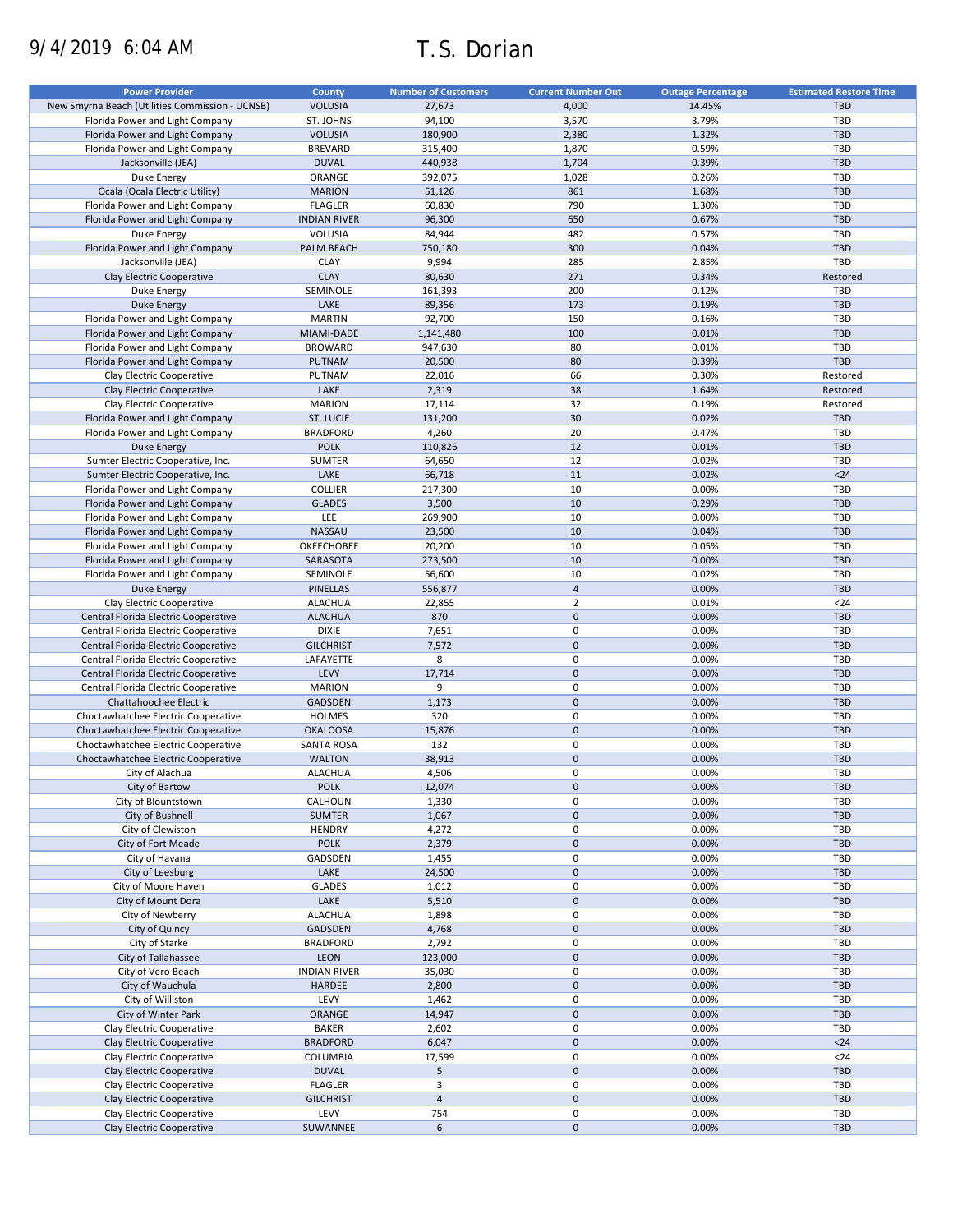9/4/2019 6:04 AM

# T.S. Dorian

| Power Provider | County | Number of Customers | Current Number Out | Outage Percentage | Estimated Restore Time |
|---|---|---|---|---|---|
| New Smyrna Beach (Utilities Commission - UCNSB) | VOLUSIA | 27,673 | 4,000 | 14.45% | TBD |
| Florida Power and Light Company | ST. JOHNS | 94,100 | 3,570 | 3.79% | TBD |
| Florida Power and Light Company | VOLUSIA | 180,900 | 2,380 | 1.32% | TBD |
| Florida Power and Light Company | BREVARD | 315,400 | 1,870 | 0.59% | TBD |
| Jacksonville (JEA) | DUVAL | 440,938 | 1,704 | 0.39% | TBD |
| Duke Energy | ORANGE | 392,075 | 1,028 | 0.26% | TBD |
| Ocala (Ocala Electric Utility) | MARION | 51,126 | 861 | 1.68% | TBD |
| Florida Power and Light Company | FLAGLER | 60,830 | 790 | 1.30% | TBD |
| Florida Power and Light Company | INDIAN RIVER | 96,300 | 650 | 0.67% | TBD |
| Duke Energy | VOLUSIA | 84,944 | 482 | 0.57% | TBD |
| Florida Power and Light Company | PALM BEACH | 750,180 | 300 | 0.04% | TBD |
| Jacksonville (JEA) | CLAY | 9,994 | 285 | 2.85% | TBD |
| Clay Electric Cooperative | CLAY | 80,630 | 271 | 0.34% | Restored |
| Duke Energy | SEMINOLE | 161,393 | 200 | 0.12% | TBD |
| Duke Energy | LAKE | 89,356 | 173 | 0.19% | TBD |
| Florida Power and Light Company | MARTIN | 92,700 | 150 | 0.16% | TBD |
| Florida Power and Light Company | MIAMI-DADE | 1,141,480 | 100 | 0.01% | TBD |
| Florida Power and Light Company | BROWARD | 947,630 | 80 | 0.01% | TBD |
| Florida Power and Light Company | PUTNAM | 20,500 | 80 | 0.39% | TBD |
| Clay Electric Cooperative | PUTNAM | 22,016 | 66 | 0.30% | Restored |
| Clay Electric Cooperative | LAKE | 2,319 | 38 | 1.64% | Restored |
| Clay Electric Cooperative | MARION | 17,114 | 32 | 0.19% | Restored |
| Florida Power and Light Company | ST. LUCIE | 131,200 | 30 | 0.02% | TBD |
| Florida Power and Light Company | BRADFORD | 4,260 | 20 | 0.47% | TBD |
| Duke Energy | POLK | 110,826 | 12 | 0.01% | TBD |
| Sumter Electric Cooperative, Inc. | SUMTER | 64,650 | 12 | 0.02% | TBD |
| Sumter Electric Cooperative, Inc. | LAKE | 66,718 | 11 | 0.02% | <24 |
| Florida Power and Light Company | COLLIER | 217,300 | 10 | 0.00% | TBD |
| Florida Power and Light Company | GLADES | 3,500 | 10 | 0.29% | TBD |
| Florida Power and Light Company | LEE | 269,900 | 10 | 0.00% | TBD |
| Florida Power and Light Company | NASSAU | 23,500 | 10 | 0.04% | TBD |
| Florida Power and Light Company | OKEECHOBEE | 20,200 | 10 | 0.05% | TBD |
| Florida Power and Light Company | SARASOTA | 273,500 | 10 | 0.00% | TBD |
| Florida Power and Light Company | SEMINOLE | 56,600 | 10 | 0.02% | TBD |
| Duke Energy | PINELLAS | 556,877 | 4 | 0.00% | TBD |
| Clay Electric Cooperative | ALACHUA | 22,855 | 2 | 0.01% | <24 |
| Central Florida Electric Cooperative | ALACHUA | 870 | 0 | 0.00% | TBD |
| Central Florida Electric Cooperative | DIXIE | 7,651 | 0 | 0.00% | TBD |
| Central Florida Electric Cooperative | GILCHRIST | 7,572 | 0 | 0.00% | TBD |
| Central Florida Electric Cooperative | LAFAYETTE | 8 | 0 | 0.00% | TBD |
| Central Florida Electric Cooperative | LEVY | 17,714 | 0 | 0.00% | TBD |
| Central Florida Electric Cooperative | MARION | 9 | 0 | 0.00% | TBD |
| Chattahoochee Electric | GADSDEN | 1,173 | 0 | 0.00% | TBD |
| Choctawhatchee Electric Cooperative | HOLMES | 320 | 0 | 0.00% | TBD |
| Choctawhatchee Electric Cooperative | OKALOOSA | 15,876 | 0 | 0.00% | TBD |
| Choctawhatchee Electric Cooperative | SANTA ROSA | 132 | 0 | 0.00% | TBD |
| Choctawhatchee Electric Cooperative | WALTON | 38,913 | 0 | 0.00% | TBD |
| City of Alachua | ALACHUA | 4,506 | 0 | 0.00% | TBD |
| City of Bartow | POLK | 12,074 | 0 | 0.00% | TBD |
| City of Blountstown | CALHOUN | 1,330 | 0 | 0.00% | TBD |
| City of Bushnell | SUMTER | 1,067 | 0 | 0.00% | TBD |
| City of Clewiston | HENDRY | 4,272 | 0 | 0.00% | TBD |
| City of Fort Meade | POLK | 2,379 | 0 | 0.00% | TBD |
| City of Havana | GADSDEN | 1,455 | 0 | 0.00% | TBD |
| City of Leesburg | LAKE | 24,500 | 0 | 0.00% | TBD |
| City of Moore Haven | GLADES | 1,012 | 0 | 0.00% | TBD |
| City of Mount Dora | LAKE | 5,510 | 0 | 0.00% | TBD |
| City of Newberry | ALACHUA | 1,898 | 0 | 0.00% | TBD |
| City of Quincy | GADSDEN | 4,768 | 0 | 0.00% | TBD |
| City of Starke | BRADFORD | 2,792 | 0 | 0.00% | TBD |
| City of Tallahassee | LEON | 123,000 | 0 | 0.00% | TBD |
| City of Vero Beach | INDIAN RIVER | 35,030 | 0 | 0.00% | TBD |
| City of Wauchula | HARDEE | 2,800 | 0 | 0.00% | TBD |
| City of Williston | LEVY | 1,462 | 0 | 0.00% | TBD |
| City of Winter Park | ORANGE | 14,947 | 0 | 0.00% | TBD |
| Clay Electric Cooperative | BAKER | 2,602 | 0 | 0.00% | TBD |
| Clay Electric Cooperative | BRADFORD | 6,047 | 0 | 0.00% | <24 |
| Clay Electric Cooperative | COLUMBIA | 17,599 | 0 | 0.00% | <24 |
| Clay Electric Cooperative | DUVAL | 5 | 0 | 0.00% | TBD |
| Clay Electric Cooperative | FLAGLER | 3 | 0 | 0.00% | TBD |
| Clay Electric Cooperative | GILCHRIST | 4 | 0 | 0.00% | TBD |
| Clay Electric Cooperative | LEVY | 754 | 0 | 0.00% | TBD |
| Clay Electric Cooperative | SUWANNEE | 6 | 0 | 0.00% | TBD |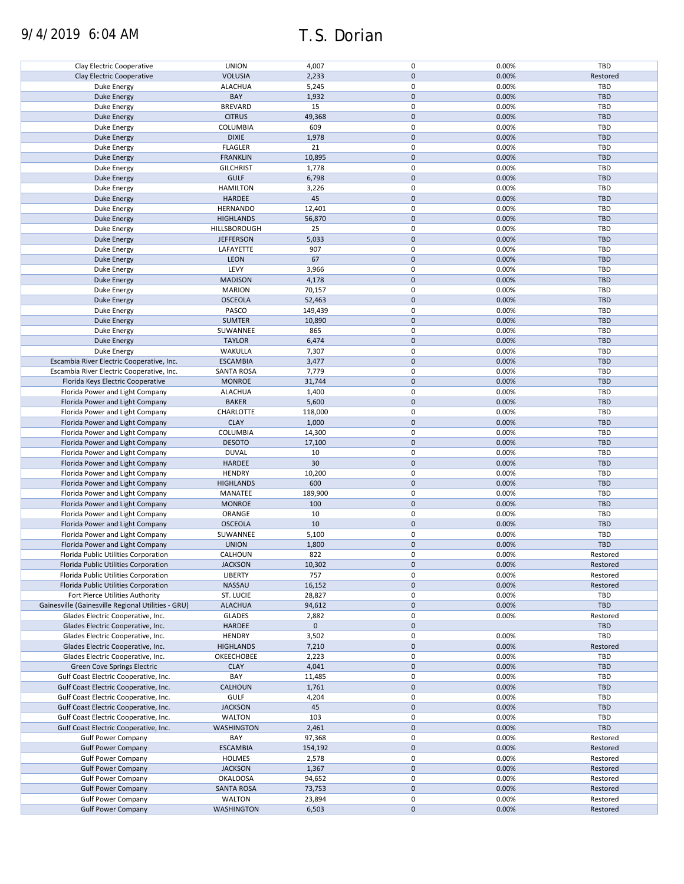| Clay Electric Cooperative | UNION | 4,007 | 0 | 0.00% | TBD |
|---|---|---|---|---|---|
| Clay Electric Cooperative | VOLUSIA | 2,233 | 0 | 0.00% | Restored |
| Duke Energy | ALACHUA | 5,245 | 0 | 0.00% | TBD |
| Duke Energy | BAY | 1,932 | 0 | 0.00% | TBD |
| Duke Energy | BREVARD | 15 | 0 | 0.00% | TBD |
| Duke Energy | CITRUS | 49,368 | 0 | 0.00% | TBD |
| Duke Energy | COLUMBIA | 609 | 0 | 0.00% | TBD |
| Duke Energy | DIXIE | 1,978 | 0 | 0.00% | TBD |
| Duke Energy | FLAGLER | 21 | 0 | 0.00% | TBD |
| Duke Energy | FRANKLIN | 10,895 | 0 | 0.00% | TBD |
| Duke Energy | GILCHRIST | 1,778 | 0 | 0.00% | TBD |
| Duke Energy | GULF | 6,798 | 0 | 0.00% | TBD |
| Duke Energy | HAMILTON | 3,226 | 0 | 0.00% | TBD |
| Duke Energy | HARDEE | 45 | 0 | 0.00% | TBD |
| Duke Energy | HERNANDO | 12,401 | 0 | 0.00% | TBD |
| Duke Energy | HIGHLANDS | 56,870 | 0 | 0.00% | TBD |
| Duke Energy | HILLSBOROUGH | 25 | 0 | 0.00% | TBD |
| Duke Energy | JEFFERSON | 5,033 | 0 | 0.00% | TBD |
| Duke Energy | LAFAYETTE | 907 | 0 | 0.00% | TBD |
| Duke Energy | LEON | 67 | 0 | 0.00% | TBD |
| Duke Energy | LEVY | 3,966 | 0 | 0.00% | TBD |
| Duke Energy | MADISON | 4,178 | 0 | 0.00% | TBD |
| Duke Energy | MARION | 70,157 | 0 | 0.00% | TBD |
| Duke Energy | OSCEOLA | 52,463 | 0 | 0.00% | TBD |
| Duke Energy | PASCO | 149,439 | 0 | 0.00% | TBD |
| Duke Energy | SUMTER | 10,890 | 0 | 0.00% | TBD |
| Duke Energy | SUWANNEE | 865 | 0 | 0.00% | TBD |
| Duke Energy | TAYLOR | 6,474 | 0 | 0.00% | TBD |
| Duke Energy | WAKULLA | 7,307 | 0 | 0.00% | TBD |
| Escambia River Electric Cooperative, Inc. | ESCAMBIA | 3,477 | 0 | 0.00% | TBD |
| Escambia River Electric Cooperative, Inc. | SANTA ROSA | 7,779 | 0 | 0.00% | TBD |
| Florida Keys Electric Cooperative | MONROE | 31,744 | 0 | 0.00% | TBD |
| Florida Power and Light Company | ALACHUA | 1,400 | 0 | 0.00% | TBD |
| Florida Power and Light Company | BAKER | 5,600 | 0 | 0.00% | TBD |
| Florida Power and Light Company | CHARLOTTE | 118,000 | 0 | 0.00% | TBD |
| Florida Power and Light Company | CLAY | 1,000 | 0 | 0.00% | TBD |
| Florida Power and Light Company | COLUMBIA | 14,300 | 0 | 0.00% | TBD |
| Florida Power and Light Company | DESOTO | 17,100 | 0 | 0.00% | TBD |
| Florida Power and Light Company | DUVAL | 10 | 0 | 0.00% | TBD |
| Florida Power and Light Company | HARDEE | 30 | 0 | 0.00% | TBD |
| Florida Power and Light Company | HENDRY | 10,200 | 0 | 0.00% | TBD |
| Florida Power and Light Company | HIGHLANDS | 600 | 0 | 0.00% | TBD |
| Florida Power and Light Company | MANATEE | 189,900 | 0 | 0.00% | TBD |
| Florida Power and Light Company | MONROE | 100 | 0 | 0.00% | TBD |
| Florida Power and Light Company | ORANGE | 10 | 0 | 0.00% | TBD |
| Florida Power and Light Company | OSCEOLA | 10 | 0 | 0.00% | TBD |
| Florida Power and Light Company | SUWANNEE | 5,100 | 0 | 0.00% | TBD |
| Florida Power and Light Company | UNION | 1,800 | 0 | 0.00% | TBD |
| Florida Public Utilities Corporation | CALHOUN | 822 | 0 | 0.00% | Restored |
| Florida Public Utilities Corporation | JACKSON | 10,302 | 0 | 0.00% | Restored |
| Florida Public Utilities Corporation | LIBERTY | 757 | 0 | 0.00% | Restored |
| Florida Public Utilities Corporation | NASSAU | 16,152 | 0 | 0.00% | Restored |
| Fort Pierce Utilities Authority | ST. LUCIE | 28,827 | 0 | 0.00% | TBD |
| Gainesville (Gainesville Regional Utilities - GRU) | ALACHUA | 94,612 | 0 | 0.00% | TBD |
| Glades Electric Cooperative, Inc. | GLADES | 2,882 | 0 | 0.00% | Restored |
| Glades Electric Cooperative, Inc. | HARDEE | 0 | 0 | | TBD |
| Glades Electric Cooperative, Inc. | HENDRY | 3,502 | 0 | 0.00% | TBD |
| Glades Electric Cooperative, Inc. | HIGHLANDS | 7,210 | 0 | 0.00% | Restored |
| Glades Electric Cooperative, Inc. | OKEECHOBEE | 2,223 | 0 | 0.00% | TBD |
| Green Cove Springs Electric | CLAY | 4,041 | 0 | 0.00% | TBD |
| Gulf Coast Electric Cooperative, Inc. | BAY | 11,485 | 0 | 0.00% | TBD |
| Gulf Coast Electric Cooperative, Inc. | CALHOUN | 1,761 | 0 | 0.00% | TBD |
| Gulf Coast Electric Cooperative, Inc. | GULF | 4,204 | 0 | 0.00% | TBD |
| Gulf Coast Electric Cooperative, Inc. | JACKSON | 45 | 0 | 0.00% | TBD |
| Gulf Coast Electric Cooperative, Inc. | WALTON | 103 | 0 | 0.00% | TBD |
| Gulf Coast Electric Cooperative, Inc. | WASHINGTON | 2,461 | 0 | 0.00% | TBD |
| Gulf Power Company | BAY | 97,368 | 0 | 0.00% | Restored |
| Gulf Power Company | ESCAMBIA | 154,192 | 0 | 0.00% | Restored |
| Gulf Power Company | HOLMES | 2,578 | 0 | 0.00% | Restored |
| Gulf Power Company | JACKSON | 1,367 | 0 | 0.00% | Restored |
| Gulf Power Company | OKALOOSA | 94,652 | 0 | 0.00% | Restored |
| Gulf Power Company | SANTA ROSA | 73,753 | 0 | 0.00% | Restored |
| Gulf Power Company | WALTON | 23,894 | 0 | 0.00% | Restored |
| Gulf Power Company | WASHINGTON | 6,503 | 0 | 0.00% | Restored |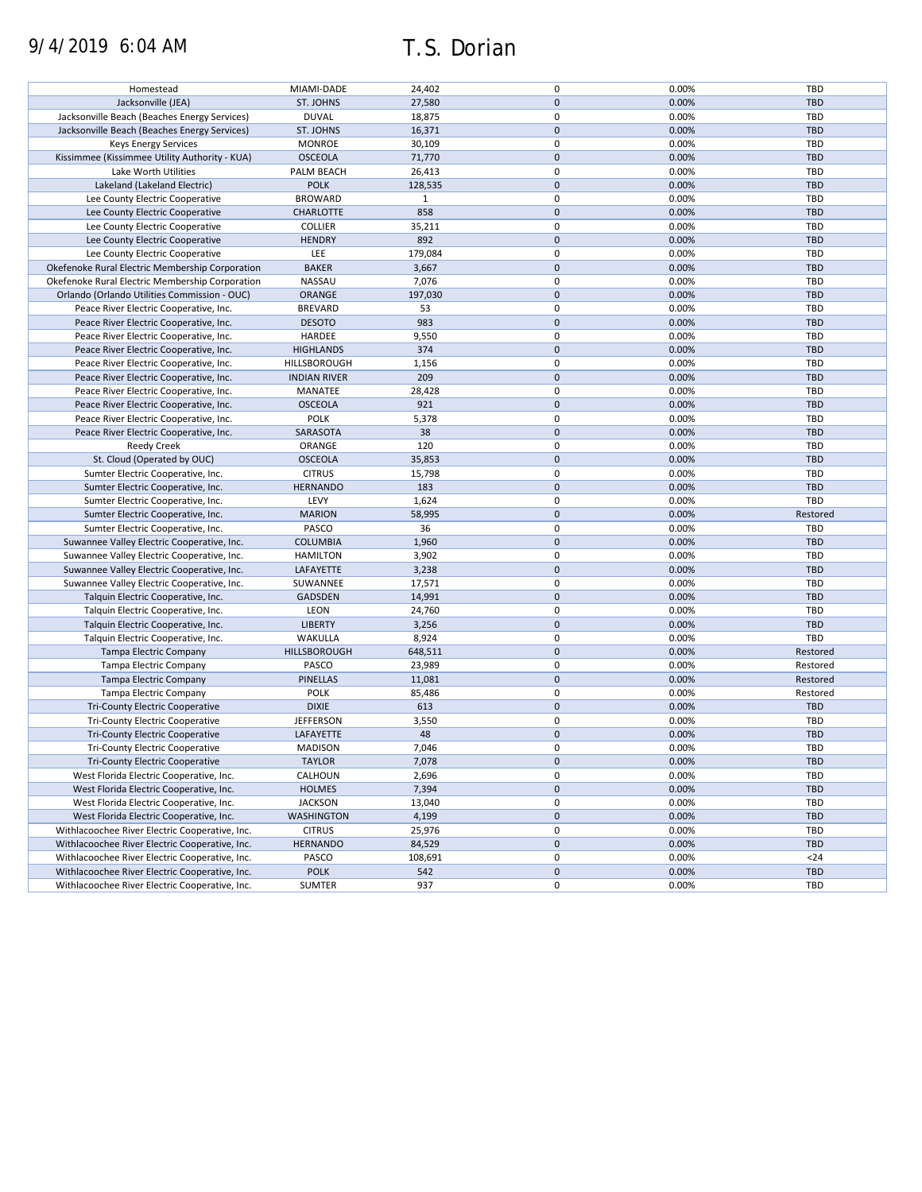9/4/2019 6:04 AM

# T.S. Dorian

| | | | | | |
|---|---|---|---|---|---|
| Homestead | MIAMI-DADE | 24,402 | 0 | 0.00% | TBD |
| Jacksonville (JEA) | ST. JOHNS | 27,580 | 0 | 0.00% | TBD |
| Jacksonville Beach (Beaches Energy Services) | DUVAL | 18,875 | 0 | 0.00% | TBD |
| Jacksonville Beach (Beaches Energy Services) | ST. JOHNS | 16,371 | 0 | 0.00% | TBD |
| Keys Energy Services | MONROE | 30,109 | 0 | 0.00% | TBD |
| Kissimmee (Kissimmee Utility Authority - KUA) | OSCEOLA | 71,770 | 0 | 0.00% | TBD |
| Lake Worth Utilities | PALM BEACH | 26,413 | 0 | 0.00% | TBD |
| Lakeland (Lakeland Electric) | POLK | 128,535 | 0 | 0.00% | TBD |
| Lee County Electric Cooperative | BROWARD | 1 | 0 | 0.00% | TBD |
| Lee County Electric Cooperative | CHARLOTTE | 858 | 0 | 0.00% | TBD |
| Lee County Electric Cooperative | COLLIER | 35,211 | 0 | 0.00% | TBD |
| Lee County Electric Cooperative | HENDRY | 892 | 0 | 0.00% | TBD |
| Lee County Electric Cooperative | LEE | 179,084 | 0 | 0.00% | TBD |
| Okefenoke Rural Electric Membership Corporation | BAKER | 3,667 | 0 | 0.00% | TBD |
| Okefenoke Rural Electric Membership Corporation | NASSAU | 7,076 | 0 | 0.00% | TBD |
| Orlando (Orlando Utilities Commission - OUC) | ORANGE | 197,030 | 0 | 0.00% | TBD |
| Peace River Electric Cooperative, Inc. | BREVARD | 53 | 0 | 0.00% | TBD |
| Peace River Electric Cooperative, Inc. | DESOTO | 983 | 0 | 0.00% | TBD |
| Peace River Electric Cooperative, Inc. | HARDEE | 9,550 | 0 | 0.00% | TBD |
| Peace River Electric Cooperative, Inc. | HIGHLANDS | 374 | 0 | 0.00% | TBD |
| Peace River Electric Cooperative, Inc. | HILLSBOROUGH | 1,156 | 0 | 0.00% | TBD |
| Peace River Electric Cooperative, Inc. | INDIAN RIVER | 209 | 0 | 0.00% | TBD |
| Peace River Electric Cooperative, Inc. | MANATEE | 28,428 | 0 | 0.00% | TBD |
| Peace River Electric Cooperative, Inc. | OSCEOLA | 921 | 0 | 0.00% | TBD |
| Peace River Electric Cooperative, Inc. | POLK | 5,378 | 0 | 0.00% | TBD |
| Peace River Electric Cooperative, Inc. | SARASOTA | 38 | 0 | 0.00% | TBD |
| Reedy Creek | ORANGE | 120 | 0 | 0.00% | TBD |
| St. Cloud (Operated by OUC) | OSCEOLA | 35,853 | 0 | 0.00% | TBD |
| Sumter Electric Cooperative, Inc. | CITRUS | 15,798 | 0 | 0.00% | TBD |
| Sumter Electric Cooperative, Inc. | HERNANDO | 183 | 0 | 0.00% | TBD |
| Sumter Electric Cooperative, Inc. | LEVY | 1,624 | 0 | 0.00% | TBD |
| Sumter Electric Cooperative, Inc. | MARION | 58,995 | 0 | 0.00% | Restored |
| Sumter Electric Cooperative, Inc. | PASCO | 36 | 0 | 0.00% | TBD |
| Suwannee Valley Electric Cooperative, Inc. | COLUMBIA | 1,960 | 0 | 0.00% | TBD |
| Suwannee Valley Electric Cooperative, Inc. | HAMILTON | 3,902 | 0 | 0.00% | TBD |
| Suwannee Valley Electric Cooperative, Inc. | LAFAYETTE | 3,238 | 0 | 0.00% | TBD |
| Suwannee Valley Electric Cooperative, Inc. | SUWANNEE | 17,571 | 0 | 0.00% | TBD |
| Talquin Electric Cooperative, Inc. | GADSDEN | 14,991 | 0 | 0.00% | TBD |
| Talquin Electric Cooperative, Inc. | LEON | 24,760 | 0 | 0.00% | TBD |
| Talquin Electric Cooperative, Inc. | LIBERTY | 3,256 | 0 | 0.00% | TBD |
| Talquin Electric Cooperative, Inc. | WAKULLA | 8,924 | 0 | 0.00% | TBD |
| Tampa Electric Company | HILLSBOROUGH | 648,511 | 0 | 0.00% | Restored |
| Tampa Electric Company | PASCO | 23,989 | 0 | 0.00% | Restored |
| Tampa Electric Company | PINELLAS | 11,081 | 0 | 0.00% | Restored |
| Tampa Electric Company | POLK | 85,486 | 0 | 0.00% | Restored |
| Tri-County Electric Cooperative | DIXIE | 613 | 0 | 0.00% | TBD |
| Tri-County Electric Cooperative | JEFFERSON | 3,550 | 0 | 0.00% | TBD |
| Tri-County Electric Cooperative | LAFAYETTE | 48 | 0 | 0.00% | TBD |
| Tri-County Electric Cooperative | MADISON | 7,046 | 0 | 0.00% | TBD |
| Tri-County Electric Cooperative | TAYLOR | 7,078 | 0 | 0.00% | TBD |
| West Florida Electric Cooperative, Inc. | CALHOUN | 2,696 | 0 | 0.00% | TBD |
| West Florida Electric Cooperative, Inc. | HOLMES | 7,394 | 0 | 0.00% | TBD |
| West Florida Electric Cooperative, Inc. | JACKSON | 13,040 | 0 | 0.00% | TBD |
| West Florida Electric Cooperative, Inc. | WASHINGTON | 4,199 | 0 | 0.00% | TBD |
| Withlacoochee River Electric Cooperative, Inc. | CITRUS | 25,976 | 0 | 0.00% | TBD |
| Withlacoochee River Electric Cooperative, Inc. | HERNANDO | 84,529 | 0 | 0.00% | TBD |
| Withlacoochee River Electric Cooperative, Inc. | PASCO | 108,691 | 0 | 0.00% | <24 |
| Withlacoochee River Electric Cooperative, Inc. | POLK | 542 | 0 | 0.00% | TBD |
| Withlacoochee River Electric Cooperative, Inc. | SUMTER | 937 | 0 | 0.00% | TBD |